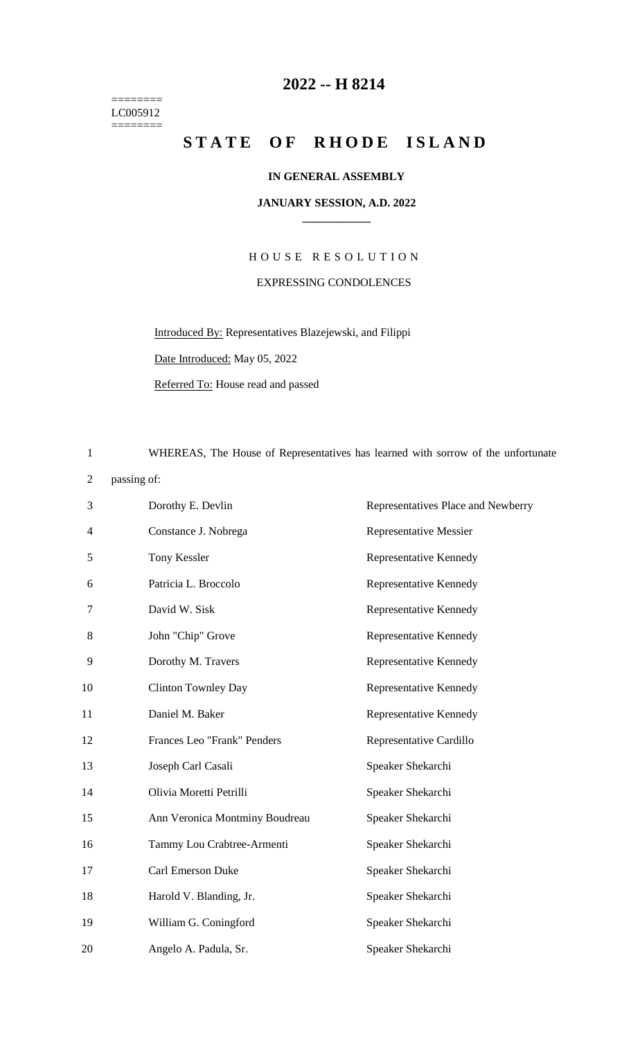========
LC005912
========

# 2022 -- H 8214

# STATE OF RHODE ISLAND

**IN GENERAL ASSEMBLY**

**JANUARY SESSION, A.D. 2022**

HOUSE RESOLUTION

EXPRESSING CONDOLENCES

Introduced By: Representatives Blazejewski, and Filippi

Date Introduced: May 05, 2022

Referred To: House read and passed

1 WHEREAS, The House of Representatives has learned with sorrow of the unfortunate
2 passing of:

| | | |
|---|---|---|
| 3 | Dorothy E. Devlin | Representatives Place and Newberry |
| 4 | Constance J. Nobrega | Representative Messier |
| 5 | Tony Kessler | Representative Kennedy |
| 6 | Patricia L. Broccolo | Representative Kennedy |
| 7 | David W. Sisk | Representative Kennedy |
| 8 | John "Chip" Grove | Representative Kennedy |
| 9 | Dorothy M. Travers | Representative Kennedy |
| 10 | Clinton Townley Day | Representative Kennedy |
| 11 | Daniel M. Baker | Representative Kennedy |
| 12 | Frances Leo "Frank" Penders | Representative Cardillo |
| 13 | Joseph Carl Casali | Speaker Shekarchi |
| 14 | Olivia Moretti Petrilli | Speaker Shekarchi |
| 15 | Ann Veronica Montminy Boudreau | Speaker Shekarchi |
| 16 | Tammy Lou Crabtree-Armenti | Speaker Shekarchi |
| 17 | Carl Emerson Duke | Speaker Shekarchi |
| 18 | Harold V. Blanding, Jr. | Speaker Shekarchi |
| 19 | William G. Coningford | Speaker Shekarchi |
| 20 | Angelo A. Padula, Sr. | Speaker Shekarchi |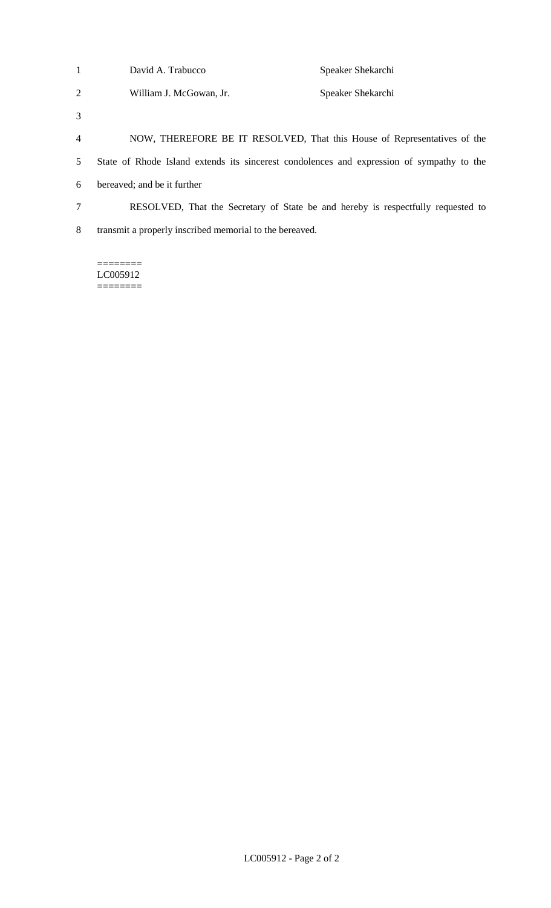| | |
|---|---|
| David A. Trabucco | Speaker Shekarchi |
| William J. McGowan, Jr. | Speaker Shekarchi |

NOW, THEREFORE BE IT RESOLVED, That this House of Representatives of the State of Rhode Island extends its sincerest condolences and expression of sympathy to the bereaved; and be it further

RESOLVED, That the Secretary of State be and hereby is respectfully requested to transmit a properly inscribed memorial to the bereaved.

========
LC005912
========